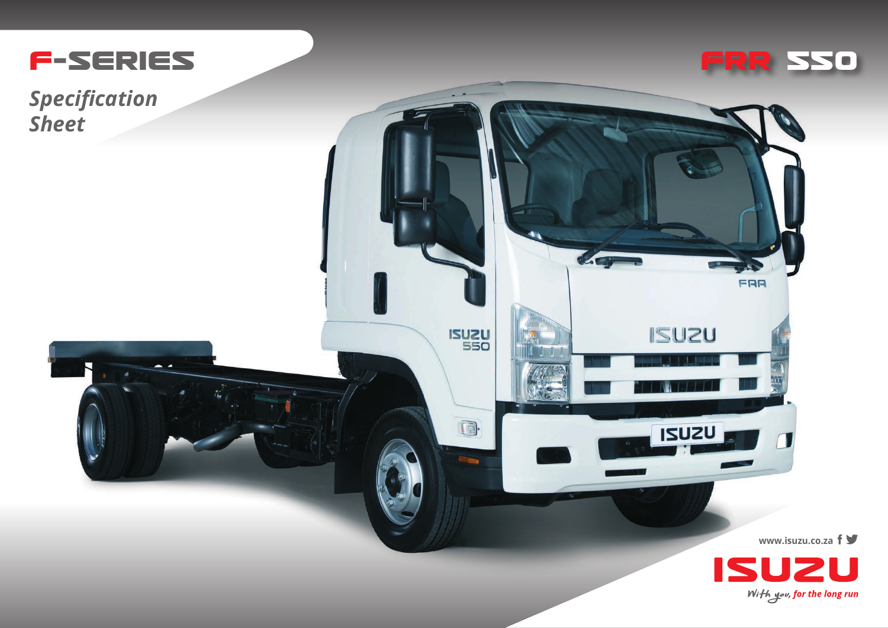# F-SERIES

*Specification Sheet*

# FRR 550

www.isuzu.co.za

ISUZU

*With you, for the long run*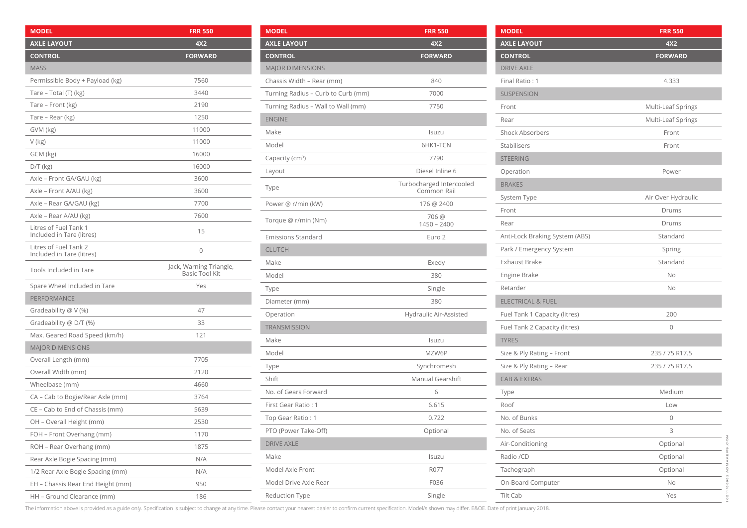| MODEL | FRR 550 |
|---|---|
| **AXLE LAYOUT** | **4X2** |
| **CONTROL** | **FORWARD** |
| MASS | |
| Permissible Body + Payload (kg) | 7560 |
| Tare – Total (T) (kg) | 3440 |
| Tare – Front (kg) | 2190 |
| Tare – Rear (kg) | 1250 |
| GVM (kg) | 11000 |
| V (kg) | 11000 |
| GCM (kg) | 16000 |
| D/T (kg) | 16000 |
| Axle – Front GA/GAU (kg) | 3600 |
| Axle – Front A/AU (kg) | 3600 |
| Axle – Rear GA/GAU (kg) | 7700 |
| Axle – Rear A/AU (kg) | 7600 |
| Litres of Fuel Tank 1 Included in Tare (litres) | 15 |
| Litres of Fuel Tank 2 Included in Tare (litres) | 0 |
| Tools Included in Tare | Jack, Warning Triangle, Basic Tool Kit |
| Spare Wheel Included in Tare | Yes |
| PERFORMANCE | |
| Gradeability @ V (%) | 47 |
| Gradeability @ D/T (%) | 33 |
| Max. Geared Road Speed (km/h) | 121 |
| MAJOR DIMENSIONS | |
| Overall Length (mm) | 7705 |
| Overall Width (mm) | 2120 |
| Wheelbase (mm) | 4660 |
| CA – Cab to Bogie/Rear Axle (mm) | 3764 |
| CE – Cab to End of Chassis (mm) | 5639 |
| OH – Overall Height (mm) | 2530 |
| FOH – Front Overhang (mm) | 1170 |
| ROH – Rear Overhang (mm) | 1875 |
| Rear Axle Bogie Spacing (mm) | N/A |
| 1/2 Rear Axle Bogie Spacing (mm) | N/A |
| EH – Chassis Rear End Height (mm) | 950 |
| HH – Ground Clearance (mm) | 186 |

| MODEL | FRR 550 |
|---|---|
| **AXLE LAYOUT** | **4X2** |
| **CONTROL** | **FORWARD** |
| MAJOR DIMENSIONS | |
| Chassis Width – Rear (mm) | 840 |
| Turning Radius – Curb to Curb (mm) | 7000 |
| Turning Radius – Wall to Wall (mm) | 7750 |
| ENGINE | |
| Make | Isuzu |
| Model | 6HK1-TCN |
| Capacity (cm$^3$) | 7790 |
| Layout | Diesel Inline 6 |
| Type | Turbocharged Intercooled Common Rail |
| Power @ r/min (kW) | 176 @ 2400 |
| Torque @ r/min (Nm) | 706 @ 1450 – 2400 |
| Emissions Standard | Euro 2 |
| CLUTCH | |
| Make | Exedy |
| Model | 380 |
| Type | Single |
| Diameter (mm) | 380 |
| Operation | Hydraulic Air-Assisted |
| TRANSMISSION | |
| Make | Isuzu |
| Model | MZW6P |
| Type | Synchromesh |
| Shift | Manual Gearshift |
| No. of Gears Forward | 6 |
| First Gear Ratio : 1 | 6.615 |
| Top Gear Ratio : 1 | 0.722 |
| PTO (Power Take-Off) | Optional |
| DRIVE AXLE | |
| Make | Isuzu |
| Model Axle Front | R077 |
| Model Drive Axle Rear | F036 |
| Reduction Type | Single |

| MODEL | FRR 550 |
|---|---|
| **AXLE LAYOUT** | **4X2** |
| **CONTROL** | **FORWARD** |
| DRIVE AXLE | |
| Final Ratio : 1 | 4.333 |
| SUSPENSION | |
| Front | Multi-Leaf Springs |
| Rear | Multi-Leaf Springs |
| Shock Absorbers | Front |
| Stabilisers | Front |
| STEERING | |
| Operation | Power |
| BRAKES | |
| System Type | Air Over Hydraulic |
| Front | Drums |
| Rear | Drums |
| Anti-Lock Braking System (ABS) | Standard |
| Park / Emergency System | Spring |
| Exhaust Brake | Standard |
| Engine Brake | No |
| Retarder | No |
| ELECTRICAL & FUEL | |
| Fuel Tank 1 Capacity (litres) | 200 |
| Fuel Tank 2 Capacity (litres) | 0 |
| TYRES | |
| Size & Ply Rating – Front | 235 / 75 R17.5 |
| Size & Ply Rating – Rear | 235 / 75 R17.5 |
| CAB & EXTRAS | |
| Type | Medium |
| Roof | Low |
| No. of Bunks | 0 |
| No. of Seats | 3 |
| Air-Conditioning | Optional |
| Radio /CD | Optional |
| Tachograph | Optional |
| On-Board Computer | No |
| Tilt Cab | Yes |

The information above is provided as a guide only. Specification is subject to change at any time. Please contact your nearest dealer to confirm current specification. Model/s shown may differ. E&OE. Date of print January 2018.